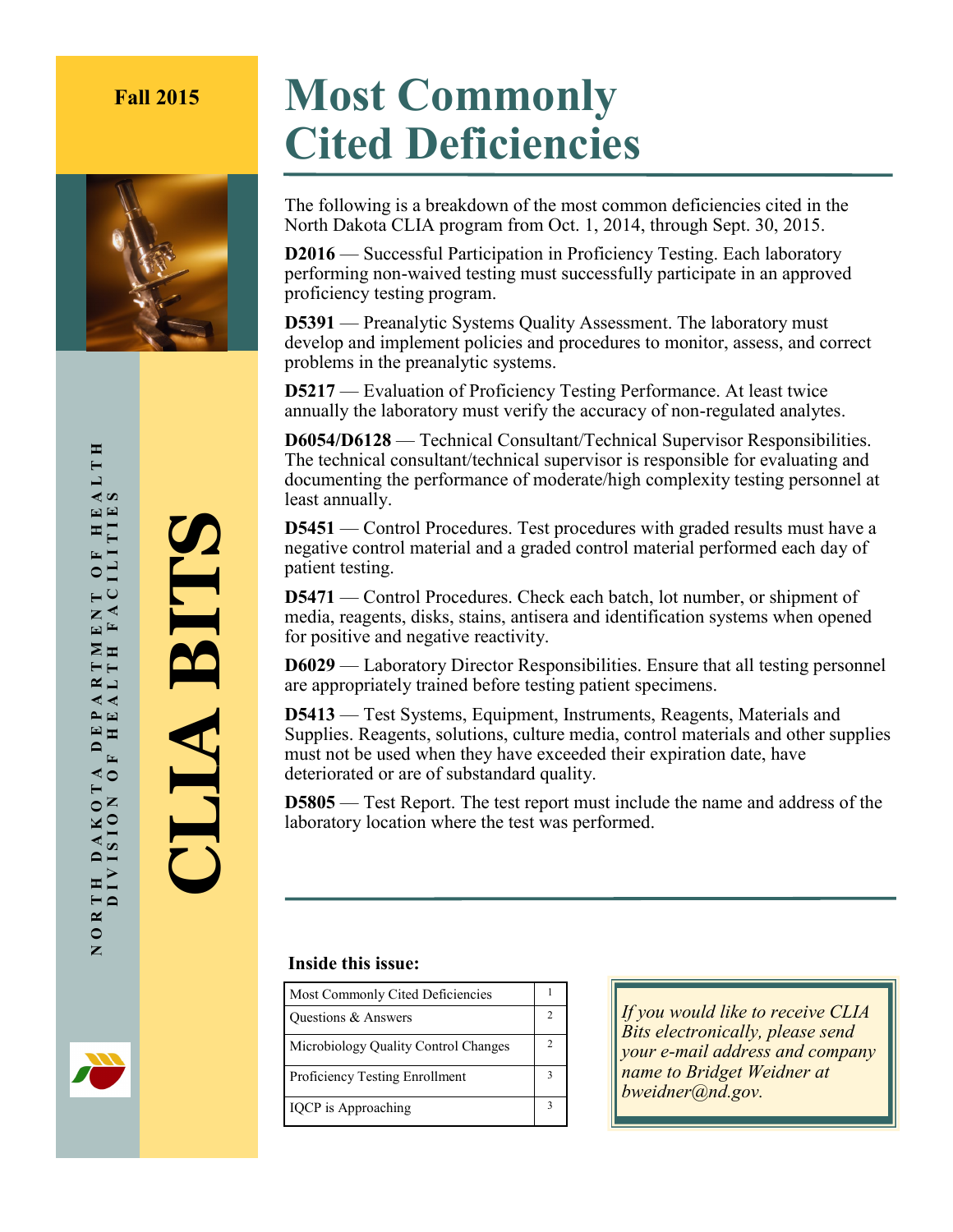Fall 2015

NORTH DAKOTA DEPARTMENT OF HEALTH
DIVISION OF HEALTH FACILITIES

# CLIA BITS

# Most Commonly Cited Deficiencies

The following is a breakdown of the most common deficiencies cited in the North Dakota CLIA program from Oct. 1, 2014, through Sept. 30, 2015.

**D2016** — Successful Participation in Proficiency Testing. Each laboratory performing non-waived testing must successfully participate in an approved proficiency testing program.

**D5391** — Preanalytic Systems Quality Assessment. The laboratory must develop and implement policies and procedures to monitor, assess, and correct problems in the preanalytic systems.

**D5217** — Evaluation of Proficiency Testing Performance. At least twice annually the laboratory must verify the accuracy of non-regulated analytes.

**D6054/D6128** — Technical Consultant/Technical Supervisor Responsibilities. The technical consultant/technical supervisor is responsible for evaluating and documenting the performance of moderate/high complexity testing personnel at least annually.

**D5451** — Control Procedures. Test procedures with graded results must have a negative control material and a graded control material performed each day of patient testing.

**D5471** — Control Procedures. Check each batch, lot number, or shipment of media, reagents, disks, stains, antisera and identification systems when opened for positive and negative reactivity.

**D6029** — Laboratory Director Responsibilities. Ensure that all testing personnel are appropriately trained before testing patient specimens.

**D5413** — Test Systems, Equipment, Instruments, Reagents, Materials and Supplies. Reagents, solutions, culture media, control materials and other supplies must not be used when they have exceeded their expiration date, have deteriorated or are of substandard quality.

**D5805** — Test Report. The test report must include the name and address of the laboratory location where the test was performed.

**Inside this issue:**

| | |
|---|---|
| Most Commonly Cited Deficiencies | 1 |
| Questions & Answers | 2 |
| Microbiology Quality Control Changes | 2 |
| Proficiency Testing Enrollment | 3 |
| IQCP is Approaching | 3 |

*If you would like to receive CLIA Bits electronically, please send your e-mail address and company name to Bridget Weidner at bweidner@nd.gov.*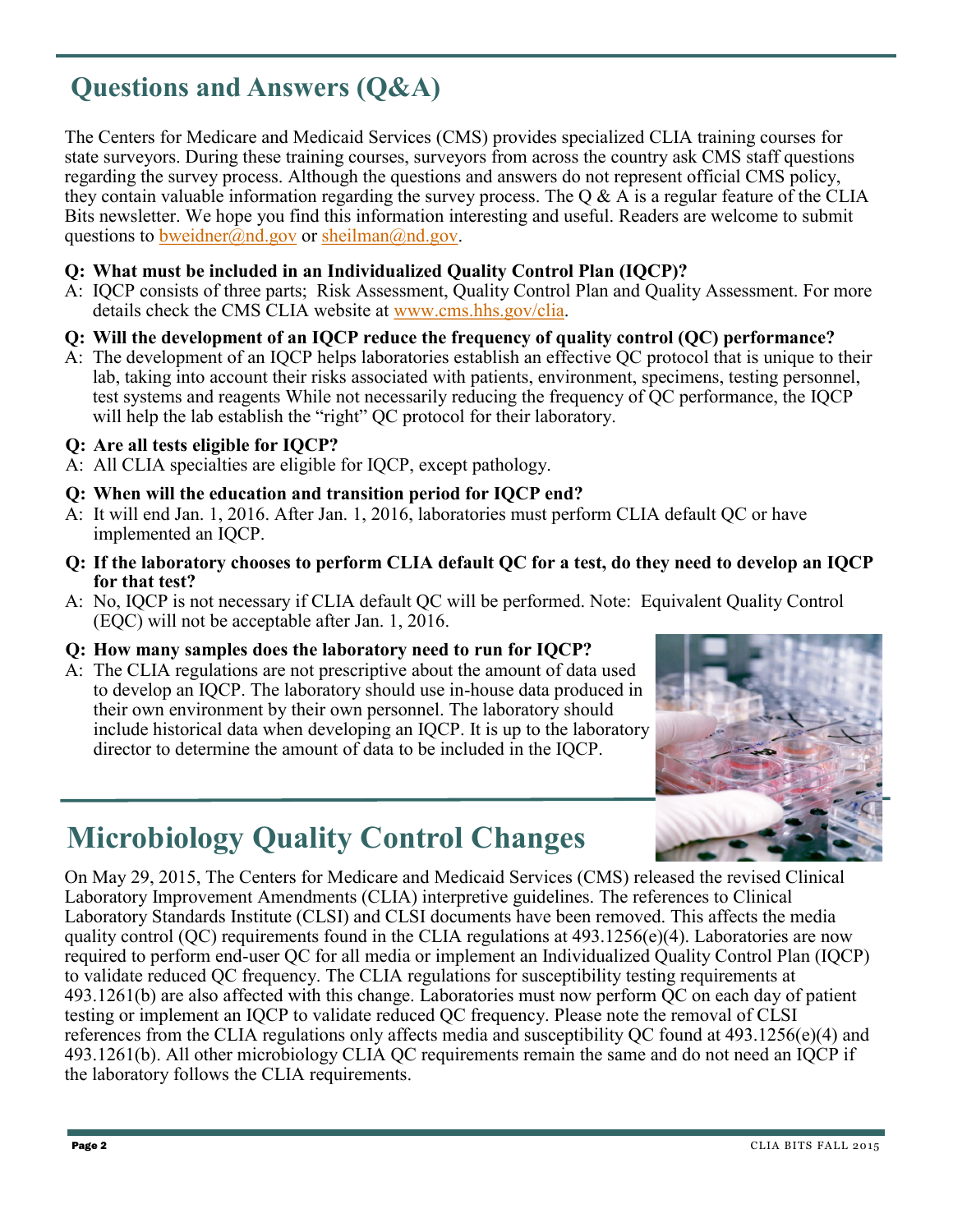# Questions and Answers (Q&A)

The Centers for Medicare and Medicaid Services (CMS) provides specialized CLIA training courses for state surveyors. During these training courses, surveyors from across the country ask CMS staff questions regarding the survey process. Although the questions and answers do not represent official CMS policy, they contain valuable information regarding the survey process. The Q & A is a regular feature of the CLIA Bits newsletter. We hope you find this information interesting and useful. Readers are welcome to submit questions to bweidner@nd.gov or sheilman@nd.gov.

**Q: What must be included in an Individualized Quality Control Plan (IQCP)?**

A: IQCP consists of three parts; Risk Assessment, Quality Control Plan and Quality Assessment. For more details check the CMS CLIA website at www.cms.hhs.gov/clia.

**Q: Will the development of an IQCP reduce the frequency of quality control (QC) performance?**

A: The development of an IQCP helps laboratories establish an effective QC protocol that is unique to their lab, taking into account their risks associated with patients, environment, specimens, testing personnel, test systems and reagents While not necessarily reducing the frequency of QC performance, the IQCP will help the lab establish the "right" QC protocol for their laboratory.

**Q: Are all tests eligible for IQCP?**

A: All CLIA specialties are eligible for IQCP, except pathology.

**Q: When will the education and transition period for IQCP end?**

A: It will end Jan. 1, 2016. After Jan. 1, 2016, laboratories must perform CLIA default QC or have implemented an IQCP.

**Q: If the laboratory chooses to perform CLIA default QC for a test, do they need to develop an IQCP for that test?**

A: No, IQCP is not necessary if CLIA default QC will be performed. Note: Equivalent Quality Control (EQC) will not be acceptable after Jan. 1, 2016.

**Q: How many samples does the laboratory need to run for IQCP?**

A: The CLIA regulations are not prescriptive about the amount of data used to develop an IQCP. The laboratory should use in-house data produced in their own environment by their own personnel. The laboratory should include historical data when developing an IQCP. It is up to the laboratory director to determine the amount of data to be included in the IQCP.

# Microbiology Quality Control Changes

On May 29, 2015, The Centers for Medicare and Medicaid Services (CMS) released the revised Clinical Laboratory Improvement Amendments (CLIA) interpretive guidelines. The references to Clinical Laboratory Standards Institute (CLSI) and CLSI documents have been removed. This affects the media quality control (QC) requirements found in the CLIA regulations at 493.1256(e)(4). Laboratories are now required to perform end-user QC for all media or implement an Individualized Quality Control Plan (IQCP) to validate reduced QC frequency. The CLIA regulations for susceptibility testing requirements at 493.1261(b) are also affected with this change. Laboratories must now perform QC on each day of patient testing or implement an IQCP to validate reduced QC frequency. Please note the removal of CLSI references from the CLIA regulations only affects media and susceptibility QC found at 493.1256(e)(4) and 493.1261(b). All other microbiology CLIA QC requirements remain the same and do not need an IQCP if the laboratory follows the CLIA requirements.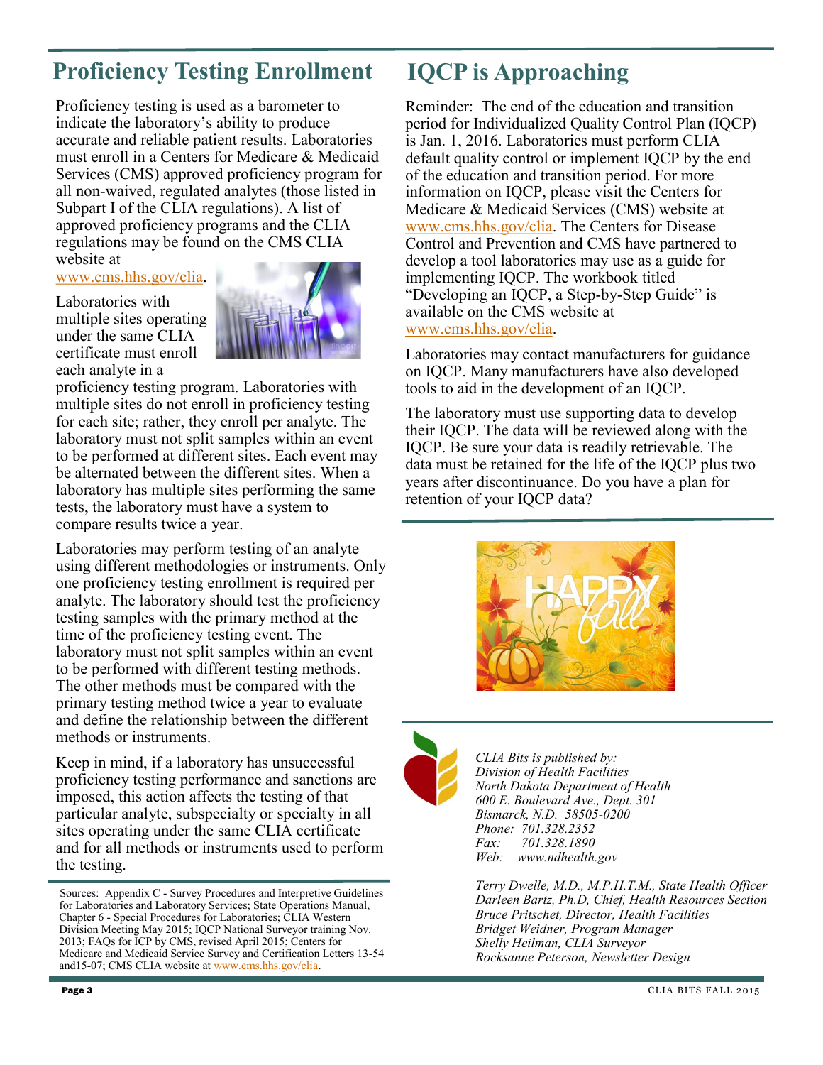## Proficiency Testing Enrollment

Proficiency testing is used as a barometer to indicate the laboratory's ability to produce accurate and reliable patient results. Laboratories must enroll in a Centers for Medicare & Medicaid Services (CMS) approved proficiency program for all non-waived, regulated analytes (those listed in Subpart I of the CLIA regulations). A list of approved proficiency programs and the CLIA regulations may be found on the CMS CLIA website at www.cms.hhs.gov/clia.

Laboratories with multiple sites operating under the same CLIA certificate must enroll each analyte in a proficiency testing program. Laboratories with multiple sites do not enroll in proficiency testing for each site; rather, they enroll per analyte. The laboratory must not split samples within an event to be performed at different sites. Each event may be alternated between the different sites. When a laboratory has multiple sites performing the same tests, the laboratory must have a system to compare results twice a year.

Laboratories may perform testing of an analyte using different methodologies or instruments. Only one proficiency testing enrollment is required per analyte. The laboratory should test the proficiency testing samples with the primary method at the time of the proficiency testing event. The laboratory must not split samples within an event to be performed with different testing methods. The other methods must be compared with the primary testing method twice a year to evaluate and define the relationship between the different methods or instruments.

Keep in mind, if a laboratory has unsuccessful proficiency testing performance and sanctions are imposed, this action affects the testing of that particular analyte, subspecialty or specialty in all sites operating under the same CLIA certificate and for all methods or instruments used to perform the testing.

Sources: Appendix C - Survey Procedures and Interpretive Guidelines for Laboratories and Laboratory Services; State Operations Manual, Chapter 6 - Special Procedures for Laboratories; CLIA Western Division Meeting May 2015; IQCP National Surveyor training Nov. 2013; FAQs for ICP by CMS, revised April 2015; Centers for Medicare and Medicaid Service Survey and Certification Letters 13-54 and15-07; CMS CLIA website at www.cms.hhs.gov/clia.

## IQCP is Approaching

Reminder: The end of the education and transition period for Individualized Quality Control Plan (IQCP) is Jan. 1, 2016. Laboratories must perform CLIA default quality control or implement IQCP by the end of the education and transition period. For more information on IQCP, please visit the Centers for Medicare & Medicaid Services (CMS) website at www.cms.hhs.gov/clia. The Centers for Disease Control and Prevention and CMS have partnered to develop a tool laboratories may use as a guide for implementing IQCP. The workbook titled "Developing an IQCP, a Step-by-Step Guide" is available on the CMS website at www.cms.hhs.gov/clia.

Laboratories may contact manufacturers for guidance on IQCP. Many manufacturers have also developed tools to aid in the development of an IQCP.

The laboratory must use supporting data to develop their IQCP. The data will be reviewed along with the IQCP. Be sure your data is readily retrievable. The data must be retained for the life of the IQCP plus two years after discontinuance. Do you have a plan for retention of your IQCP data?

*CLIA Bits is published by:*
*Division of Health Facilities*
*North Dakota Department of Health*
*600 E. Boulevard Ave., Dept. 301*
*Bismarck, N.D. 58505-0200*
*Phone: 701.328.2352*
*Fax: 701.328.1890*
*Web: www.ndhealth.gov*

*Terry Dwelle, M.D., M.P.H.T.M., State Health Officer*
*Darleen Bartz, Ph.D, Chief, Health Resources Section*
*Bruce Pritschet, Director, Health Facilities*
*Bridget Weidner, Program Manager*
*Shelly Heilman, CLIA Surveyor*
*Rocksanne Peterson, Newsletter Design*